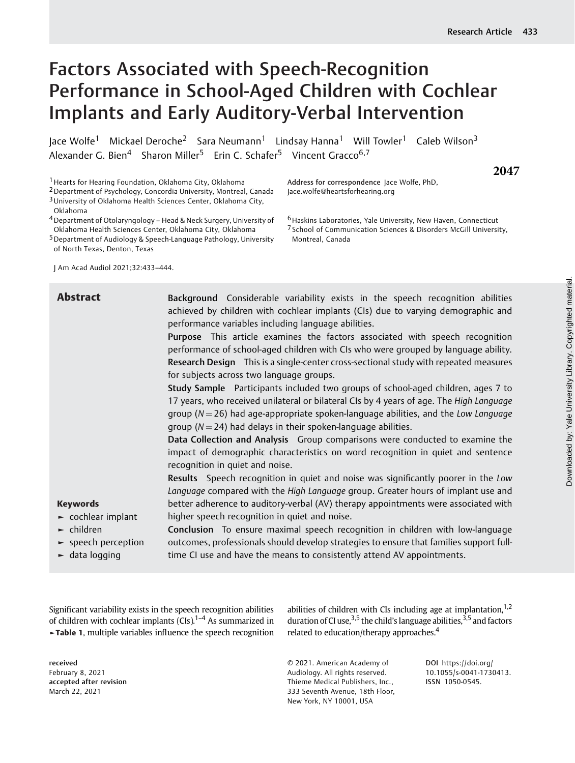# Factors Associated with Speech-Recognition Performance in School-Aged Children with Cochlear Implants and Early Auditory-Verbal Intervention

Jace Wolfe[1] Mickael Deroche[2] Sara Neumann[1] Lindsay Hanna[1] Will Towler[1] Caleb Wilson[3] Alexander G. Bien[4] Sharon Miller[5] Erin C. Schafer[5] Vincent Gracco[6,7]

[1] Hearts for Hearing Foundation, Oklahoma City, Oklahoma
[2] Department of Psychology, Concordia University, Montreal, Canada
[3] University of Oklahoma Health Sciences Center, Oklahoma City, Oklahoma
[4] Department of Otolaryngology – Head & Neck Surgery, University of Oklahoma Health Sciences Center, Oklahoma City, Oklahoma
[5] Department of Audiology & Speech-Language Pathology, University of North Texas, Denton, Texas
[6] Haskins Laboratories, Yale University, New Haven, Connecticut
[7] School of Communication Sciences & Disorders McGill University, Montreal, Canada

Address for correspondence Jace Wolfe, PhD, Jace.wolfe@heartsforhearing.org

J Am Acad Audiol 2021;32:433–444.

## Abstract

**Background** Considerable variability exists in the speech recognition abilities achieved by children with cochlear implants (CIs) due to varying demographic and performance variables including language abilities.

**Purpose** This article examines the factors associated with speech recognition performance of school-aged children with CIs who were grouped by language ability.

**Research Design** This is a single-center cross-sectional study with repeated measures for subjects across two language groups.

**Study Sample** Participants included two groups of school-aged children, ages 7 to 17 years, who received unilateral or bilateral CIs by 4 years of age. The *High Language* group ($N = 26$) had age-appropriate spoken-language abilities, and the *Low Language* group ($N = 24$) had delays in their spoken-language abilities.

**Data Collection and Analysis** Group comparisons were conducted to examine the impact of demographic characteristics on word recognition in quiet and sentence recognition in quiet and noise.

**Results** Speech recognition in quiet and noise was significantly poorer in the *Low Language* compared with the *High Language* group. Greater hours of implant use and better adherence to auditory-verbal (AV) therapy appointments were associated with higher speech recognition in quiet and noise.

**Conclusion** To ensure maximal speech recognition in children with low-language outcomes, professionals should develop strategies to ensure that families support full-time CI use and have the means to consistently attend AV appointments.

**Keywords**
- cochlear implant
- children
- speech perception
- data logging

Significant variability exists in the speech recognition abilities of children with cochlear implants (CIs).[1–4] As summarized in ►**Table 1**, multiple variables influence the speech recognition abilities of children with CIs including age at implantation,[1,2] duration of CI use,[3,5] the child's language abilities,[3,5] and factors related to education/therapy approaches.[4]

received
February 8, 2021
accepted after revision
March 22, 2021

© 2021. American Academy of Audiology. All rights reserved.
Thieme Medical Publishers, Inc., 333 Seventh Avenue, 18th Floor, New York, NY 10001, USA

DOI https://doi.org/10.1055/s-0041-1730413.
ISSN 1050-0545.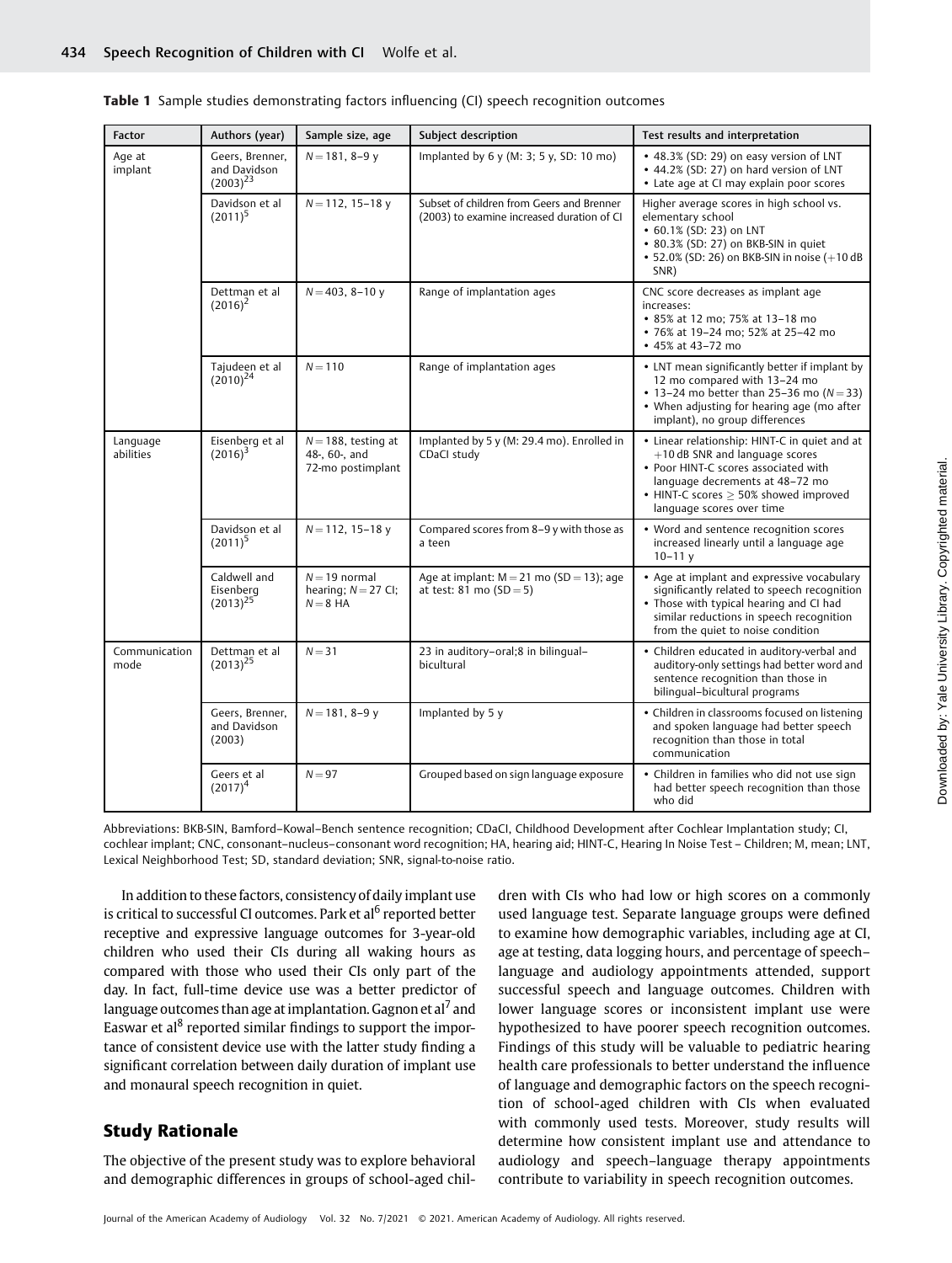**Table 1** Sample studies demonstrating factors influencing (CI) speech recognition outcomes

| Factor | Authors (year) | Sample size, age | Subject description | Test results and interpretation |
|---|---|---|---|---|
| Age at implant | Geers, Brenner, and Davidson (2003)[23] | N = 181, 8–9 y | Implanted by 6 y (M: 3; 5 y, SD: 10 mo) | • 48.3% (SD: 29) on easy version of LNT<br>• 44.2% (SD: 27) on hard version of LNT<br>• Late age at CI may explain poor scores |
| | Davidson et al (2011)[5] | N = 112, 15–18 y | Subset of children from Geers and Brenner (2003) to examine increased duration of CI | Higher average scores in high school vs. elementary school<br>• 60.1% (SD: 23) on LNT<br>• 80.3% (SD: 27) on BKB-SIN in quiet<br>• 52.0% (SD: 26) on BKB-SIN in noise (+10 dB SNR) |
| | Dettman et al (2016)[2] | N = 403, 8–10 y | Range of implantation ages | CNC score decreases as implant age increases:<br>• 85% at 12 mo; 75% at 13–18 mo<br>• 76% at 19–24 mo; 52% at 25–42 mo<br>• 45% at 43–72 mo |
| | Tajudeen et al (2010)[24] | N = 110 | Range of implantation ages | • LNT mean significantly better if implant by 12 mo compared with 13–24 mo<br>• 13–24 mo better than 25–36 mo (N = 33)<br>• When adjusting for hearing age (mo after implant), no group differences |
| Language abilities | Eisenberg et al (2016)[3] | N = 188, testing at 48-, 60-, and 72-mo postimplant | Implanted by 5 y (M: 29.4 mo). Enrolled in CDaCI study | • Linear relationship: HINT-C in quiet and at +10 dB SNR and language scores<br>• Poor HINT-C scores associated with language decrements at 48–72 mo<br>• HINT-C scores ≥ 50% showed improved language scores over time |
| | Davidson et al (2011)[5] | N = 112, 15–18 y | Compared scores from 8–9 y with those as a teen | • Word and sentence recognition scores increased linearly until a language age 10–11 y |
| | Caldwell and Eisenberg (2013)[25] | N = 19 normal hearing; N = 27 CI; N = 8 HA | Age at implant: M = 21 mo (SD = 13); age at test: 81 mo (SD = 5) | • Age at implant and expressive vocabulary significantly related to speech recognition<br>• Those with typical hearing and CI had similar reductions in speech recognition from the quiet to noise condition |
| Communication mode | Dettman et al (2013)[25] | N = 31 | 23 in auditory–oral;8 in bilingual–bicultural | • Children educated in auditory-verbal and auditory-only settings had better word and sentence recognition than those in bilingual–bicultural programs |
| | Geers, Brenner, and Davidson (2003) | N = 181, 8–9 y | Implanted by 5 y | • Children in classrooms focused on listening and spoken language had better speech recognition than those in total communication |
| | Geers et al (2017)[4] | N = 97 | Grouped based on sign language exposure | • Children in families who did not use sign had better speech recognition than those who did |

Abbreviations: BKB-SIN, Bamford–Kowal–Bench sentence recognition; CDaCI, Childhood Development after Cochlear Implantation study; CI, cochlear implant; CNC, consonant–nucleus–consonant word recognition; HA, hearing aid; HINT-C, Hearing In Noise Test – Children; M, mean; LNT, Lexical Neighborhood Test; SD, standard deviation; SNR, signal-to-noise ratio.

In addition to these factors, consistency of daily implant use is critical to successful CI outcomes. Park et al[6] reported better receptive and expressive language outcomes for 3-year-old children who used their CIs during all waking hours as compared with those who used their CIs only part of the day. In fact, full-time device use was a better predictor of language outcomes than age at implantation. Gagnon et al[7] and Easwar et al[8] reported similar findings to support the importance of consistent device use with the latter study finding a significant correlation between daily duration of implant use and monaural speech recognition in quiet.

## Study Rationale

The objective of the present study was to explore behavioral and demographic differences in groups of school-aged children with CIs who had low or high scores on a commonly used language test. Separate language groups were defined to examine how demographic variables, including age at CI, age at testing, data logging hours, and percentage of speech–language and audiology appointments attended, support successful speech and language outcomes. Children with lower language scores or inconsistent implant use were hypothesized to have poorer speech recognition outcomes. Findings of this study will be valuable to pediatric hearing health care professionals to better understand the influence of language and demographic factors on the speech recognition of school-aged children with CIs when evaluated with commonly used tests. Moreover, study results will determine how consistent implant use and attendance to audiology and speech–language therapy appointments contribute to variability in speech recognition outcomes.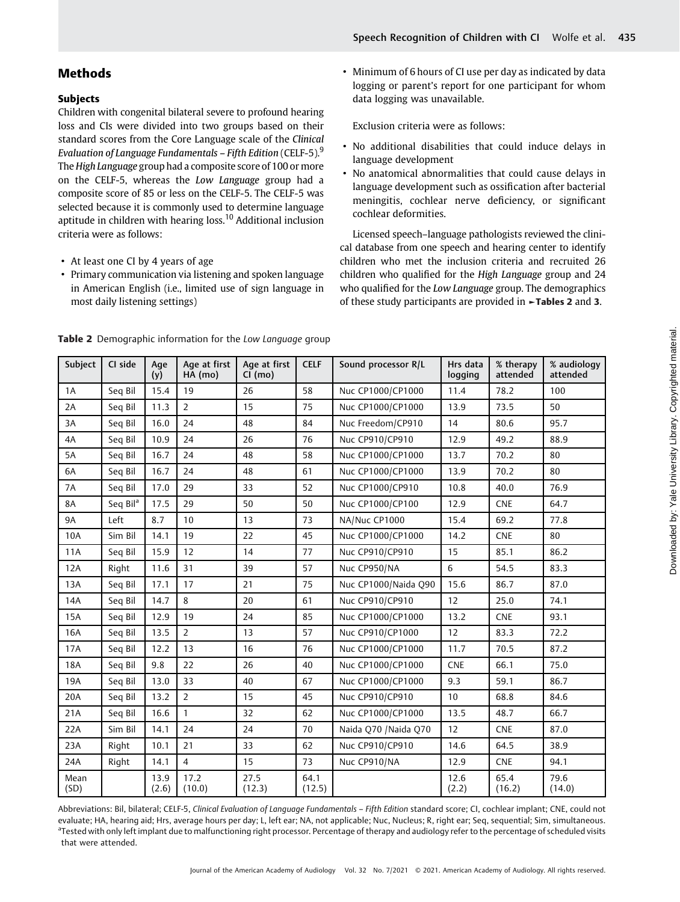## Methods

### Subjects

Children with congenital bilateral severe to profound hearing loss and CIs were divided into two groups based on their standard scores from the Core Language scale of the *Clinical Evaluation of Language Fundamentals – Fifth Edition* (CELF-5).[9] The *High Language* group had a composite score of 100 or more on the CELF-5, whereas the *Low Language* group had a composite score of 85 or less on the CELF-5. The CELF-5 was selected because it is commonly used to determine language aptitude in children with hearing loss.[10] Additional inclusion criteria were as follows:

- At least one CI by 4 years of age
- Primary communication via listening and spoken language in American English (i.e., limited use of sign language in most daily listening settings)
- Minimum of 6 hours of CI use per day as indicated by data logging or parent's report for one participant for whom data logging was unavailable.

Exclusion criteria were as follows:

- No additional disabilities that could induce delays in language development
- No anatomical abnormalities that could cause delays in language development such as ossification after bacterial meningitis, cochlear nerve deficiency, or significant cochlear deformities.

Licensed speech–language pathologists reviewed the clinical database from one speech and hearing center to identify children who met the inclusion criteria and recruited 26 children who qualified for the *High Language* group and 24 who qualified for the *Low Language* group. The demographics of these study participants are provided in ►**Tables 2** and **3**.

**Table 2** Demographic information for the *Low Language* group

| Subject | CI side | Age (y) | Age at first HA (mo) | Age at first CI (mo) | CELF | Sound processor R/L | Hrs data logging | % therapy attended | % audiology attended |
|---|---|---|---|---|---|---|---|---|---|
| 1A | Seq Bil | 15.4 | 19 | 26 | 58 | Nuc CP1000/CP1000 | 11.4 | 78.2 | 100 |
| 2A | Seq Bil | 11.3 | 2 | 15 | 75 | Nuc CP1000/CP1000 | 13.9 | 73.5 | 50 |
| 3A | Seq Bil | 16.0 | 24 | 48 | 84 | Nuc Freedom/CP910 | 14 | 80.6 | 95.7 |
| 4A | Seq Bil | 10.9 | 24 | 26 | 76 | Nuc CP910/CP910 | 12.9 | 49.2 | 88.9 |
| 5A | Seq Bil | 16.7 | 24 | 48 | 58 | Nuc CP1000/CP1000 | 13.7 | 70.2 | 80 |
| 6A | Seq Bil | 16.7 | 24 | 48 | 61 | Nuc CP1000/CP1000 | 13.9 | 70.2 | 80 |
| 7A | Seq Bil | 17.0 | 29 | 33 | 52 | Nuc CP1000/CP910 | 10.8 | 40.0 | 76.9 |
| 8A | Seq Bil[a] | 17.5 | 29 | 50 | 50 | Nuc CP1000/CP100 | 12.9 | CNE | 64.7 |
| 9A | Left | 8.7 | 10 | 13 | 73 | NA/Nuc CP1000 | 15.4 | 69.2 | 77.8 |
| 10A | Sim Bil | 14.1 | 19 | 22 | 45 | Nuc CP1000/CP1000 | 14.2 | CNE | 80 |
| 11A | Seq Bil | 15.9 | 12 | 14 | 77 | Nuc CP910/CP910 | 15 | 85.1 | 86.2 |
| 12A | Right | 11.6 | 31 | 39 | 57 | Nuc CP950/NA | 6 | 54.5 | 83.3 |
| 13A | Seq Bil | 17.1 | 17 | 21 | 75 | Nuc CP1000/Naida Q90 | 15.6 | 86.7 | 87.0 |
| 14A | Seq Bil | 14.7 | 8 | 20 | 61 | Nuc CP910/CP910 | 12 | 25.0 | 74.1 |
| 15A | Seq Bil | 12.9 | 19 | 24 | 85 | Nuc CP1000/CP1000 | 13.2 | CNE | 93.1 |
| 16A | Seq Bil | 13.5 | 2 | 13 | 57 | Nuc CP910/CP1000 | 12 | 83.3 | 72.2 |
| 17A | Seq Bil | 12.2 | 13 | 16 | 76 | Nuc CP1000/CP1000 | 11.7 | 70.5 | 87.2 |
| 18A | Seq Bil | 9.8 | 22 | 26 | 40 | Nuc CP1000/CP1000 | CNE | 66.1 | 75.0 |
| 19A | Seq Bil | 13.0 | 33 | 40 | 67 | Nuc CP1000/CP1000 | 9.3 | 59.1 | 86.7 |
| 20A | Seq Bil | 13.2 | 2 | 15 | 45 | Nuc CP910/CP910 | 10 | 68.8 | 84.6 |
| 21A | Seq Bil | 16.6 | 1 | 32 | 62 | Nuc CP1000/CP1000 | 13.5 | 48.7 | 66.7 |
| 22A | Sim Bil | 14.1 | 24 | 24 | 70 | Naida Q70 /Naida Q70 | 12 | CNE | 87.0 |
| 23A | Right | 10.1 | 21 | 33 | 62 | Nuc CP910/CP910 | 14.6 | 64.5 | 38.9 |
| 24A | Right | 14.1 | 4 | 15 | 73 | Nuc CP910/NA | 12.9 | CNE | 94.1 |
| Mean (SD) | | 13.9 (2.6) | 17.2 (10.0) | 27.5 (12.3) | 64.1 (12.5) | | 12.6 (2.2) | 65.4 (16.2) | 79.6 (14.0) |

Abbreviations: Bil, bilateral; CELF-5, *Clinical Evaluation of Language Fundamentals – Fifth Edition* standard score; CI, cochlear implant; CNE, could not evaluate; HA, hearing aid; Hrs, average hours per day; L, left ear; NA, not applicable; Nuc, Nucleus; R, right ear; Seq, sequential; Sim, simultaneous.
[a]Tested with only left implant due to malfunctioning right processor. Percentage of therapy and audiology refer to the percentage of scheduled visits that were attended.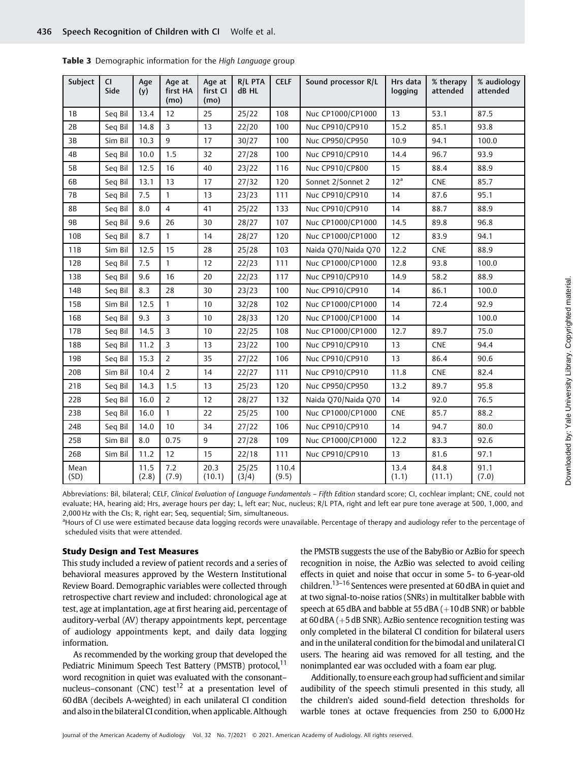**Table 3** Demographic information for the *High Language* group

| Subject | CI Side | Age (y) | Age at first HA (mo) | Age at first CI (mo) | R/L PTA dB HL | CELF | Sound processor R/L | Hrs data logging | % therapy attended | % audiology attended |
|---|---|---|---|---|---|---|---|---|---|---|
| 1B | Seq Bil | 13.4 | 12 | 25 | 25/22 | 108 | Nuc CP1000/CP1000 | 13 | 53.1 | 87.5 |
| 2B | Seq Bil | 14.8 | 3 | 13 | 22/20 | 100 | Nuc CP910/CP910 | 15.2 | 85.1 | 93.8 |
| 3B | Sim Bil | 10.3 | 9 | 17 | 30/27 | 100 | Nuc CP950/CP950 | 10.9 | 94.1 | 100.0 |
| 4B | Seq Bil | 10.0 | 1.5 | 32 | 27/28 | 100 | Nuc CP910/CP910 | 14.4 | 96.7 | 93.9 |
| 5B | Seq Bil | 12.5 | 16 | 40 | 23/22 | 116 | Nuc CP910/CP800 | 15 | 88.4 | 88.9 |
| 6B | Seq Bil | 13.1 | 13 | 17 | 27/32 | 120 | Sonnet 2/Sonnet 2 | 12[a] | CNE | 85.7 |
| 7B | Seq Bil | 7.5 | 1 | 13 | 23/23 | 111 | Nuc CP910/CP910 | 14 | 87.6 | 95.1 |
| 8B | Seq Bil | 8.0 | 4 | 41 | 25/22 | 133 | Nuc CP910/CP910 | 14 | 88.7 | 88.9 |
| 9B | Seq Bil | 9.6 | 26 | 30 | 28/27 | 107 | Nuc CP1000/CP1000 | 14.5 | 89.8 | 96.8 |
| 10B | Seq Bil | 8.7 | 1 | 14 | 28/27 | 120 | Nuc CP1000/CP1000 | 12 | 83.9 | 94.1 |
| 11B | Sim Bil | 12.5 | 15 | 28 | 25/28 | 103 | Naida Q70/Naida Q70 | 12.2 | CNE | 88.9 |
| 12B | Seq Bil | 7.5 | 1 | 12 | 22/23 | 111 | Nuc CP1000/CP1000 | 12.8 | 93.8 | 100.0 |
| 13B | Seq Bil | 9.6 | 16 | 20 | 22/23 | 117 | Nuc CP910/CP910 | 14.9 | 58.2 | 88.9 |
| 14B | Seq Bil | 8.3 | 28 | 30 | 23/23 | 100 | Nuc CP910/CP910 | 14 | 86.1 | 100.0 |
| 15B | Sim Bil | 12.5 | 1 | 10 | 32/28 | 102 | Nuc CP1000/CP1000 | 14 | 72.4 | 92.9 |
| 16B | Seq Bil | 9.3 | 3 | 10 | 28/33 | 120 | Nuc CP1000/CP1000 | 14 | | 100.0 |
| 17B | Seq Bil | 14.5 | 3 | 10 | 22/25 | 108 | Nuc CP1000/CP1000 | 12.7 | 89.7 | 75.0 |
| 18B | Seq Bil | 11.2 | 3 | 13 | 23/22 | 100 | Nuc CP910/CP910 | 13 | CNE | 94.4 |
| 19B | Seq Bil | 15.3 | 2 | 35 | 27/22 | 106 | Nuc CP910/CP910 | 13 | 86.4 | 90.6 |
| 20B | Sim Bil | 10.4 | 2 | 14 | 22/27 | 111 | Nuc CP910/CP910 | 11.8 | CNE | 82.4 |
| 21B | Seq Bil | 14.3 | 1.5 | 13 | 25/23 | 120 | Nuc CP950/CP950 | 13.2 | 89.7 | 95.8 |
| 22B | Seq Bil | 16.0 | 2 | 12 | 28/27 | 132 | Naida Q70/Naida Q70 | 14 | 92.0 | 76.5 |
| 23B | Seq Bil | 16.0 | 1 | 22 | 25/25 | 100 | Nuc CP1000/CP1000 | CNE | 85.7 | 88.2 |
| 24B | Seq Bil | 14.0 | 10 | 34 | 27/22 | 106 | Nuc CP910/CP910 | 14 | 94.7 | 80.0 |
| 25B | Sim Bil | 8.0 | 0.75 | 9 | 27/28 | 109 | Nuc CP1000/CP1000 | 12.2 | 83.3 | 92.6 |
| 26B | Sim Bil | 11.2 | 12 | 15 | 22/18 | 111 | Nuc CP910/CP910 | 13 | 81.6 | 97.1 |
| Mean (SD) | | 11.5 (2.8) | 7.2 (7.9) | 20.3 (10.1) | 25/25 (3/4) | 110.4 (9.5) | | 13.4 (1.1) | 84.8 (11.1) | 91.1 (7.0) |

Abbreviations: Bil, bilateral; CELF, *Clinical Evaluation of Language Fundamentals – Fifth Edition* standard score; CI, cochlear implant; CNE, could not evaluate; HA, hearing aid; Hrs, average hours per day; L, left ear; Nuc, nucleus; R/L PTA, right and left ear pure tone average at 500, 1,000, and 2,000 Hz with the CIs; R, right ear; Seq, sequential; Sim, simultaneous.

[a]Hours of CI use were estimated because data logging records were unavailable. Percentage of therapy and audiology refer to the percentage of scheduled visits that were attended.

### Study Design and Test Measures

This study included a review of patient records and a series of behavioral measures approved by the Western Institutional Review Board. Demographic variables were collected through retrospective chart review and included: chronological age at test, age at implantation, age at first hearing aid, percentage of auditory-verbal (AV) therapy appointments kept, percentage of audiology appointments kept, and daily data logging information.

As recommended by the working group that developed the Pediatric Minimum Speech Test Battery (PMSTB) protocol,[11] word recognition in quiet was evaluated with the consonant–nucleus–consonant (CNC) test[12] at a presentation level of 60 dBA (decibels A-weighted) in each unilateral CI condition and also in the bilateral CI condition, when applicable. Although the PMSTB suggests the use of the BabyBio or AzBio for speech recognition in noise, the AzBio was selected to avoid ceiling effects in quiet and noise that occur in some 5- to 6-year-old children.[13–16] Sentences were presented at 60 dBA in quiet and at two signal-to-noise ratios (SNRs) in multitalker babble with speech at 65 dBA and babble at 55 dBA (+10 dB SNR) or babble at 60 dBA (+5 dB SNR). AzBio sentence recognition testing was only completed in the bilateral CI condition for bilateral users and in the unilateral condition for the bimodal and unilateral CI users. The hearing aid was removed for all testing, and the nonimplanted ear was occluded with a foam ear plug.

Additionally, to ensure each group had sufficient and similar audibility of the speech stimuli presented in this study, all the children's aided sound-field detection thresholds for warble tones at octave frequencies from 250 to 6,000 Hz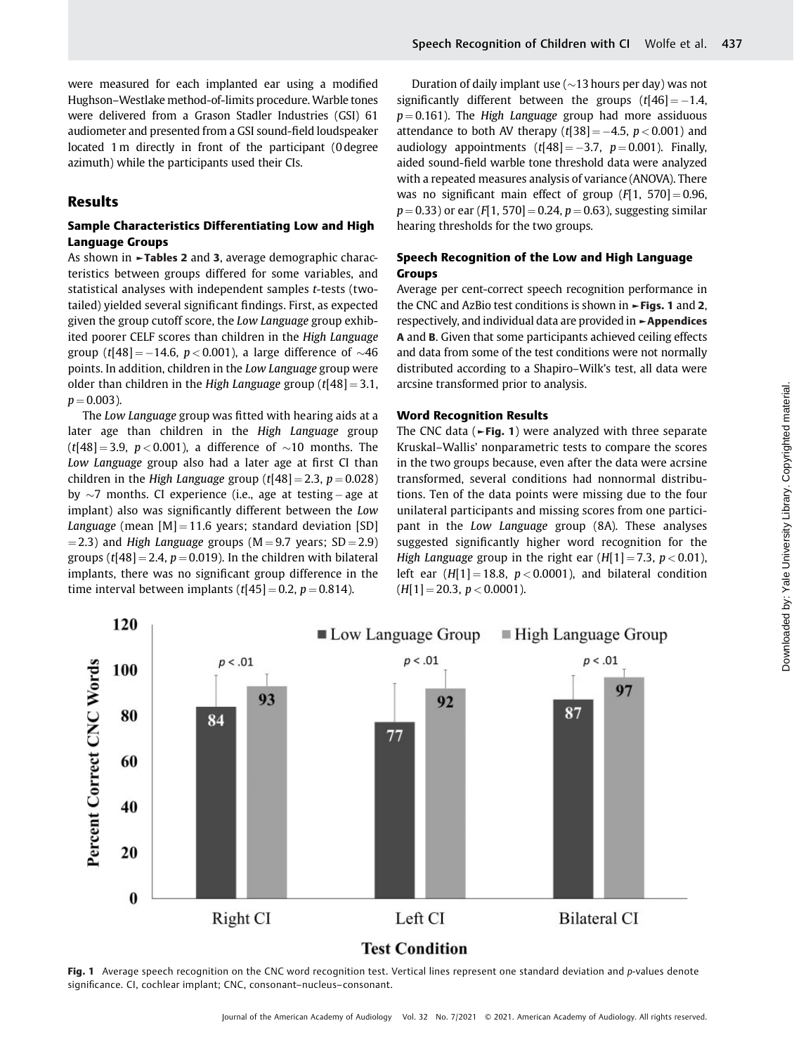were measured for each implanted ear using a modified Hughson–Westlake method-of-limits procedure. Warble tones were delivered from a Grason Stadler Industries (GSI) 61 audiometer and presented from a GSI sound-field loudspeaker located 1 m directly in front of the participant (0 degree azimuth) while the participants used their CIs.

## Results

### Sample Characteristics Differentiating Low and High Language Groups

As shown in ►Tables 2 and 3, average demographic characteristics between groups differed for some variables, and statistical analyses with independent samples *t*-tests (two-tailed) yielded several significant findings. First, as expected given the group cutoff score, the *Low Language* group exhibited poorer CELF scores than children in the *High Language* group ($t[48] = -14.6$, $p < 0.001$), a large difference of ~46 points. In addition, children in the *Low Language* group were older than children in the *High Language* group ($t[48] = 3.1$, $p = 0.003$).

The *Low Language* group was fitted with hearing aids at a later age than children in the *High Language* group ($t[48] = 3.9$, $p < 0.001$), a difference of ~10 months. The *Low Language* group also had a later age at first CI than children in the *High Language* group ($t[48] = 2.3$, $p = 0.028$) by ~7 months. CI experience (i.e., age at testing − age at implant) also was significantly different between the *Low Language* (mean [M] = 11.6 years; standard deviation [SD] = 2.3) and *High Language* groups (M = 9.7 years; SD = 2.9) groups ($t[48] = 2.4$, $p = 0.019$). In the children with bilateral implants, there was no significant group difference in the time interval between implants ($t[45] = 0.2$, $p = 0.814$).

Duration of daily implant use (~13 hours per day) was not significantly different between the groups ($t[46] = -1.4$, $p = 0.161$). The *High Language* group had more assiduous attendance to both AV therapy ($t[38] = -4.5$, $p < 0.001$) and audiology appointments ($t[48] = -3.7$, $p = 0.001$). Finally, aided sound-field warble tone threshold data were analyzed with a repeated measures analysis of variance (ANOVA). There was no significant main effect of group ($F[1, 570] = 0.96$, $p = 0.33$) or ear ($F[1, 570] = 0.24$, $p = 0.63$), suggesting similar hearing thresholds for the two groups.

### Speech Recognition of the Low and High Language Groups

Average per cent-correct speech recognition performance in the CNC and AzBio test conditions is shown in ►Figs. 1 and 2, respectively, and individual data are provided in ►Appendices A and B. Given that some participants achieved ceiling effects and data from some of the test conditions were not normally distributed according to a Shapiro–Wilk's test, all data were arcsine transformed prior to analysis.

### Word Recognition Results

The CNC data (►Fig. 1) were analyzed with three separate Kruskal–Wallis' nonparametric tests to compare the scores in the two groups because, even after the data were acrsine transformed, several conditions had nonnormal distributions. Ten of the data points were missing due to the four unilateral participants and missing scores from one participant in the *Low Language* group (8A). These analyses suggested significantly higher word recognition for the *High Language* group in the right ear ($H[1] = 7.3$, $p < 0.01$), left ear ($H[1] = 18.8$, $p < 0.0001$), and bilateral condition ($H[1] = 20.3$, $p < 0.0001$).

**Fig. 1** Average speech recognition on the CNC word recognition test. Vertical lines represent one standard deviation and *p*-values denote significance. CI, cochlear implant; CNC, consonant–nucleus–consonant.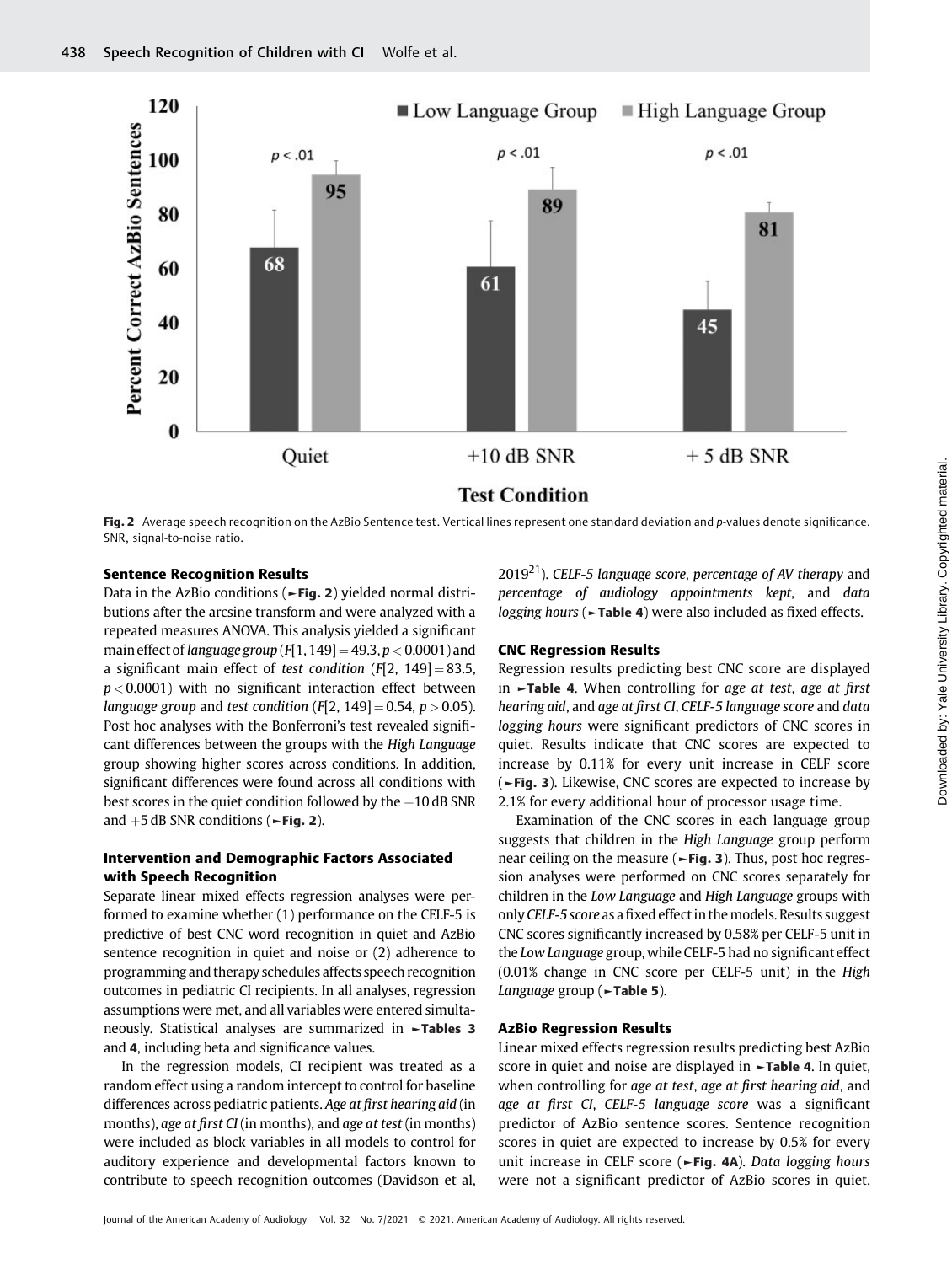Fig. 2 Average speech recognition on the AzBio Sentence test. Vertical lines represent one standard deviation and p-values denote significance. SNR, signal-to-noise ratio.

### Sentence Recognition Results

Data in the AzBio conditions (►Fig. 2) yielded normal distributions after the arcsine transform and were analyzed with a repeated measures ANOVA. This analysis yielded a significant main effect of *language group* ($F[1, 149] = 49.3, p < 0.0001$) and a significant main effect of *test condition* ($F[2, 149] = 83.5, p < 0.0001$) with no significant interaction effect between *language group* and *test condition* ($F[2, 149] = 0.54, p > 0.05$). Post hoc analyses with the Bonferroni's test revealed significant differences between the groups with the *High Language* group showing higher scores across conditions. In addition, significant differences were found across all conditions with best scores in the quiet condition followed by the +10 dB SNR and +5 dB SNR conditions (►Fig. 2).

### Intervention and Demographic Factors Associated with Speech Recognition

Separate linear mixed effects regression analyses were performed to examine whether (1) performance on the CELF-5 is predictive of best CNC word recognition in quiet and AzBio sentence recognition in quiet and noise or (2) adherence to programming and therapy schedules affects speech recognition outcomes in pediatric CI recipients. In all analyses, regression assumptions were met, and all variables were entered simultaneously. Statistical analyses are summarized in ►Tables 3 and 4, including beta and significance values.

In the regression models, CI recipient was treated as a random effect using a random intercept to control for baseline differences across pediatric patients. *Age at first hearing aid* (in months), *age at first CI* (in months), and *age at test* (in months) were included as block variables in all models to control for auditory experience and developmental factors known to contribute to speech recognition outcomes (Davidson et al, 2019[21]). *CELF-5 language score*, *percentage of AV therapy* and *percentage of audiology appointments kept*, and *data logging hours* (►Table 4) were also included as fixed effects.

### CNC Regression Results

Regression results predicting best CNC score are displayed in ►Table 4. When controlling for *age at test*, *age at first hearing aid*, and *age at first CI*, *CELF-5 language score* and *data logging hours* were significant predictors of CNC scores in quiet. Results indicate that CNC scores are expected to increase by 0.11% for every unit increase in CELF score (►Fig. 3). Likewise, CNC scores are expected to increase by 2.1% for every additional hour of processor usage time.

Examination of the CNC scores in each language group suggests that children in the *High Language* group perform near ceiling on the measure (►Fig. 3). Thus, post hoc regression analyses were performed on CNC scores separately for children in the *Low Language* and *High Language* groups with only *CELF-5 score* as a fixed effect in the models. Results suggest CNC scores significantly increased by 0.58% per CELF-5 unit in the *Low Language* group, while CELF-5 had no significant effect (0.01% change in CNC score per CELF-5 unit) in the *High Language* group (►Table 5).

### AzBio Regression Results

Linear mixed effects regression results predicting best AzBio score in quiet and noise are displayed in ►Table 4. In quiet, when controlling for *age at test*, *age at first hearing aid*, and *age at first CI*, *CELF-5 language score* was a significant predictor of AzBio sentence scores. Sentence recognition scores in quiet are expected to increase by 0.5% for every unit increase in CELF score (►Fig. 4A). *Data logging hours* were not a significant predictor of AzBio scores in quiet.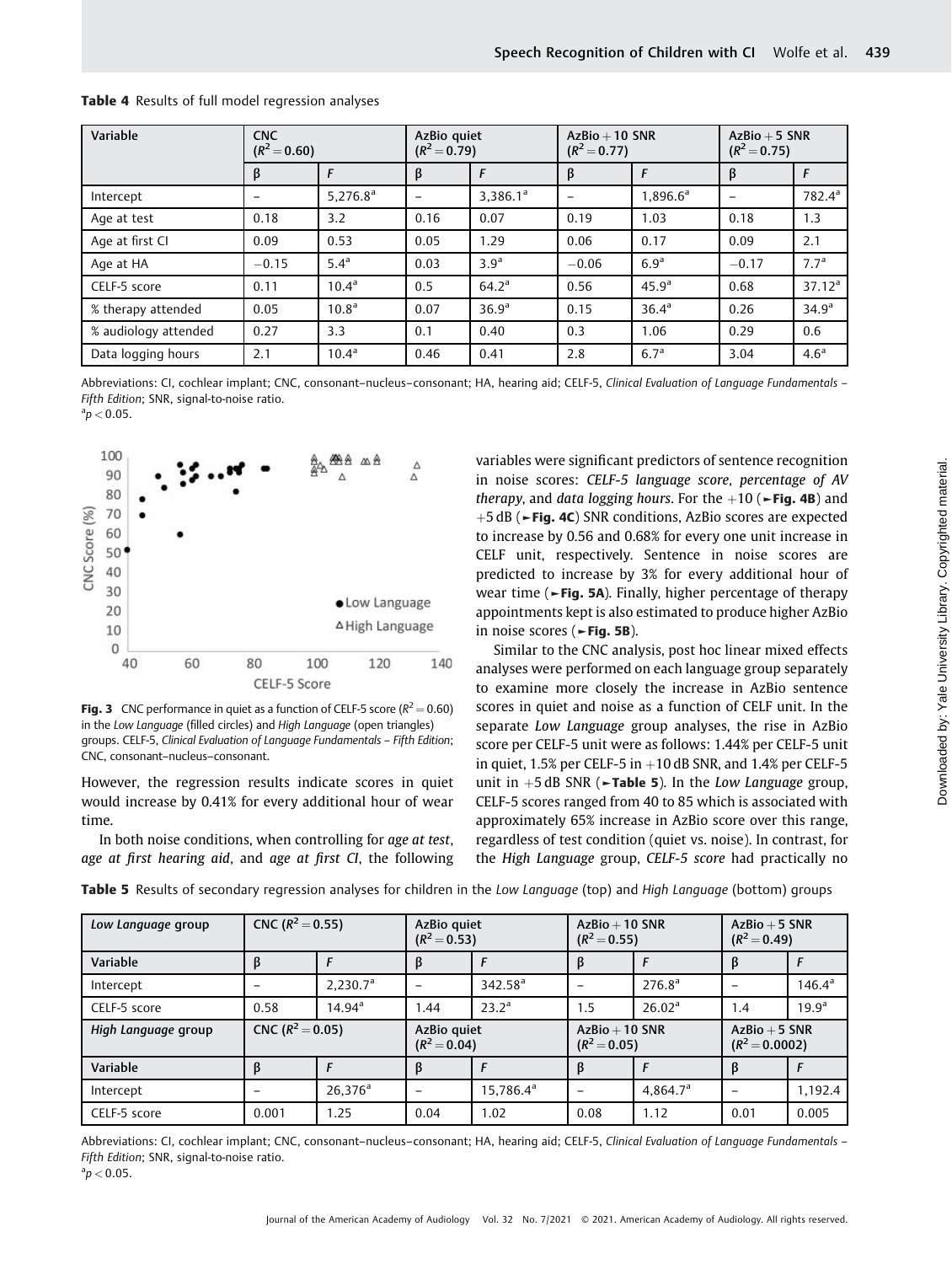**Table 4** Results of full model regression analyses

| Variable | CNC ($R^2 = 0.60$) | | AzBio quiet ($R^2 = 0.79$) | | AzBio + 10 SNR ($R^2 = 0.77$) | | AzBio + 5 SNR ($R^2 = 0.75$) | |
|---|---|---|---|---|---|---|---|---|
| | β | F | β | F | β | F | β | F |
| Intercept | – | 5,276.8[a] | – | 3,386.1[a] | – | 1,896.6[a] | – | 782.4[a] |
| Age at test | 0.18 | 3.2 | 0.16 | 0.07 | 0.19 | 1.03 | 0.18 | 1.3 |
| Age at first CI | 0.09 | 0.53 | 0.05 | 1.29 | 0.06 | 0.17 | 0.09 | 2.1 |
| Age at HA | −0.15 | 5.4[a] | 0.03 | 3.9[a] | −0.06 | 6.9[a] | −0.17 | 7.7[a] |
| CELF-5 score | 0.11 | 10.4[a] | 0.5 | 64.2[a] | 0.56 | 45.9[a] | 0.68 | 37.12[a] |
| % therapy attended | 0.05 | 10.8[a] | 0.07 | 36.9[a] | 0.15 | 36.4[a] | 0.26 | 34.9[a] |
| % audiology attended | 0.27 | 3.3 | 0.1 | 0.40 | 0.3 | 1.06 | 0.29 | 0.6 |
| Data logging hours | 2.1 | 10.4[a] | 0.46 | 0.41 | 2.8 | 6.7[a] | 3.04 | 4.6[a] |

Abbreviations: CI, cochlear implant; CNC, consonant–nucleus–consonant; HA, hearing aid; CELF-5, *Clinical Evaluation of Language Fundamentals – Fifth Edition*; SNR, signal-to-noise ratio.
[a] $p < 0.05$.

**Fig. 3** CNC performance in quiet as a function of CELF-5 score ($R^2 = 0.60$) in the *Low Language* (filled circles) and *High Language* (open triangles) groups. CELF-5, *Clinical Evaluation of Language Fundamentals – Fifth Edition*; CNC, consonant–nucleus–consonant.

However, the regression results indicate scores in quiet would increase by 0.41% for every additional hour of wear time.

In both noise conditions, when controlling for *age at test*, *age at first hearing aid*, and *age at first CI*, the following variables were significant predictors of sentence recognition in noise scores: *CELF-5 language score*, *percentage of AV therapy*, and *data logging hours*. For the +10 (**Fig. 4B**) and +5 dB (**Fig. 4C**) SNR conditions, AzBio scores are expected to increase by 0.56 and 0.68% for every one unit increase in CELF unit, respectively. Sentence in noise scores are predicted to increase by 3% for every additional hour of wear time (**Fig. 5A**). Finally, higher percentage of therapy appointments kept is also estimated to produce higher AzBio in noise scores (**Fig. 5B**).

Similar to the CNC analysis, post hoc linear mixed effects analyses were performed on each language group separately to examine more closely the increase in AzBio sentence scores in quiet and noise as a function of CELF unit. In the separate *Low Language* group analyses, the rise in AzBio score per CELF-5 unit were as follows: 1.44% per CELF-5 unit in quiet, 1.5% per CELF-5 in +10 dB SNR, and 1.4% per CELF-5 unit in +5 dB SNR (**Table 5**). In the *Low Language* group, CELF-5 scores ranged from 40 to 85 which is associated with approximately 65% increase in AzBio score over this range, regardless of test condition (quiet vs. noise). In contrast, for the *High Language* group, *CELF-5 score* had practically no

**Table 5** Results of secondary regression analyses for children in the *Low Language* (top) and *High Language* (bottom) groups

| *Low Language* group | CNC ($R^2 = 0.55$) | | AzBio quiet ($R^2 = 0.53$) | | AzBio + 10 SNR ($R^2 = 0.55$) | | AzBio + 5 SNR ($R^2 = 0.49$) | |
|---|---|---|---|---|---|---|---|---|
| Variable | β | F | β | F | β | F | β | F |
| Intercept | – | 2,230.7[a] | – | 342.58[a] | – | 276.8[a] | – | 146.4[a] |
| CELF-5 score | 0.58 | 14.94[a] | 1.44 | 23.2[a] | 1.5 | 26.02[a] | 1.4 | 19.9[a] |
| *High Language* group | CNC ($R^2 = 0.05$) | | AzBio quiet ($R^2 = 0.04$) | | AzBio + 10 SNR ($R^2 = 0.05$) | | AzBio + 5 SNR ($R^2 = 0.0002$) | |
| Variable | β | F | β | F | β | F | β | F |
| Intercept | – | 26,376[a] | – | 15,786.4[a] | – | 4,864.7[a] | – | 1,192.4 |
| CELF-5 score | 0.001 | 1.25 | 0.04 | 1.02 | 0.08 | 1.12 | 0.01 | 0.005 |

Abbreviations: CI, cochlear implant; CNC, consonant–nucleus–consonant; HA, hearing aid; CELF-5, *Clinical Evaluation of Language Fundamentals – Fifth Edition*; SNR, signal-to-noise ratio.
[a] $p < 0.05$.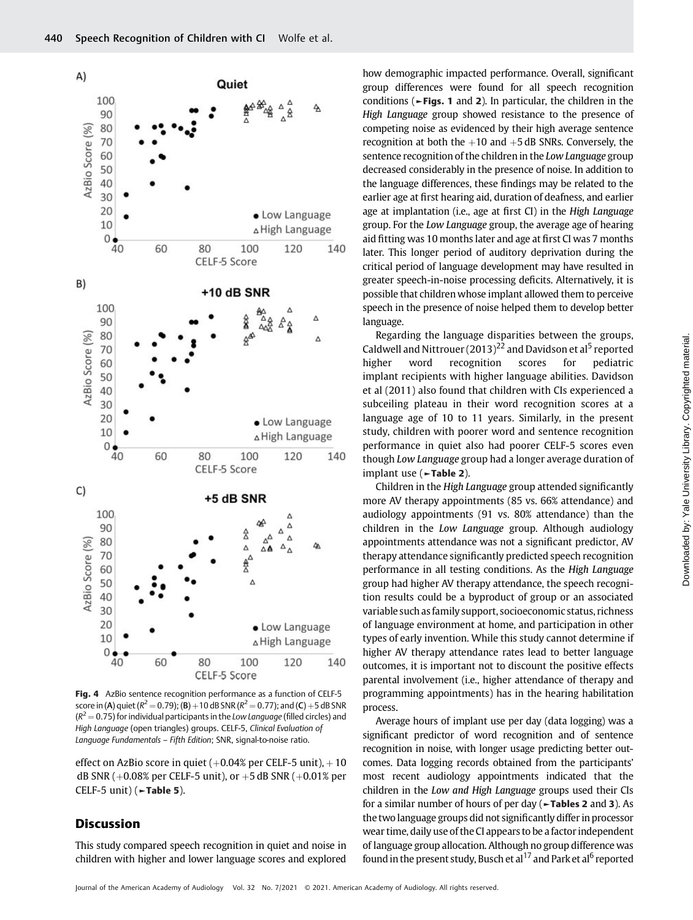Fig. 4 AzBio sentence recognition performance as a function of CELF-5 score in (A) quiet ($R^2 = 0.79$); (B) +10 dB SNR ($R^2 = 0.77$); and (C) +5 dB SNR ($R^2 = 0.75$) for individual participants in the *Low Language* (filled circles) and *High Language* (open triangles) groups. CELF-5, *Clinical Evaluation of Language Fundamentals – Fifth Edition*; SNR, signal-to-noise ratio.

effect on AzBio score in quiet (+0.04% per CELF-5 unit), +10 dB SNR (+0.08% per CELF-5 unit), or +5 dB SNR (+0.01% per CELF-5 unit) (►**Table 5**).

## Discussion

This study compared speech recognition in quiet and noise in children with higher and lower language scores and explored how demographic impacted performance. Overall, significant group differences were found for all speech recognition conditions (►**Figs. 1** and **2**). In particular, the children in the *High Language* group showed resistance to the presence of competing noise as evidenced by their high average sentence recognition at both the +10 and +5 dB SNRs. Conversely, the sentence recognition of the children in the *Low Language* group decreased considerably in the presence of noise. In addition to the language differences, these findings may be related to the earlier age at first hearing aid, duration of deafness, and earlier age at implantation (i.e., age at first CI) in the *High Language* group. For the *Low Language* group, the average age of hearing aid fitting was 10 months later and age at first CI was 7 months later. This longer period of auditory deprivation during the critical period of language development may have resulted in greater speech-in-noise processing deficits. Alternatively, it is possible that children whose implant allowed them to perceive speech in the presence of noise helped them to develop better language.

Regarding the language disparities between the groups, Caldwell and Nittrouer (2013)[22] and Davidson et al[5] reported higher word recognition scores for pediatric implant recipients with higher language abilities. Davidson et al (2011) also found that children with CIs experienced a subceiling plateau in their word recognition scores at a language age of 10 to 11 years. Similarly, in the present study, children with poorer word and sentence recognition performance in quiet also had poorer CELF-5 scores even though *Low Language* group had a longer average duration of implant use (►**Table 2**).

Children in the *High Language* group attended significantly more AV therapy appointments (85 vs. 66% attendance) and audiology appointments (91 vs. 80% attendance) than the children in the *Low Language* group. Although audiology appointments attendance was not a significant predictor, AV therapy attendance significantly predicted speech recognition performance in all testing conditions. As the *High Language* group had higher AV therapy attendance, the speech recognition results could be a byproduct of group or an associated variable such as family support, socioeconomic status, richness of language environment at home, and participation in other types of early invention. While this study cannot determine if higher AV therapy attendance rates lead to better language outcomes, it is important not to discount the positive effects parental involvement (i.e., higher attendance of therapy and programming appointments) has in the hearing habilitation process.

Average hours of implant use per day (data logging) was a significant predictor of word recognition and of sentence recognition in noise, with longer usage predicting better outcomes. Data logging records obtained from the participants' most recent audiology appointments indicated that the children in the *Low and High Language* groups used their CIs for a similar number of hours of per day (►**Tables 2** and **3**). As the two language groups did not significantly differ in processor wear time, daily use of the CI appears to be a factor independent of language group allocation. Although no group difference was found in the present study, Busch et al[17] and Park et al[6] reported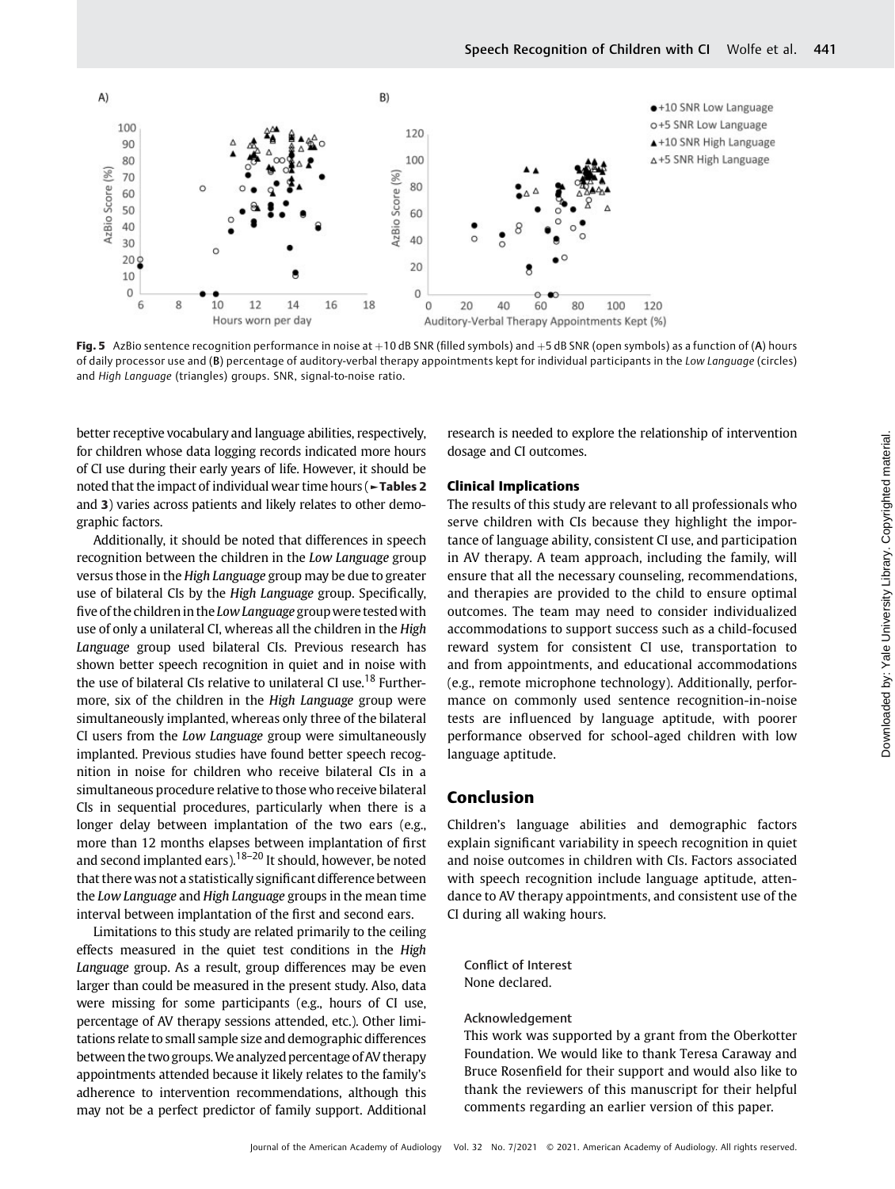Fig. 5 AzBio sentence recognition performance in noise at +10 dB SNR (filled symbols) and +5 dB SNR (open symbols) as a function of (A) hours of daily processor use and (B) percentage of auditory-verbal therapy appointments kept for individual participants in the *Low Language* (circles) and *High Language* (triangles) groups. SNR, signal-to-noise ratio.

better receptive vocabulary and language abilities, respectively, for children whose data logging records indicated more hours of CI use during their early years of life. However, it should be noted that the impact of individual wear time hours (►Tables 2 and 3) varies across patients and likely relates to other demographic factors.

Additionally, it should be noted that differences in speech recognition between the children in the *Low Language* group versus those in the *High Language* group may be due to greater use of bilateral CIs by the *High Language* group. Specifically, five of the children in the *Low Language* group were tested with use of only a unilateral CI, whereas all the children in the *High Language* group used bilateral CIs. Previous research has shown better speech recognition in quiet and in noise with the use of bilateral CIs relative to unilateral CI use.[18] Furthermore, six of the children in the *High Language* group were simultaneously implanted, whereas only three of the bilateral CI users from the *Low Language* group were simultaneously implanted. Previous studies have found better speech recognition in noise for children who receive bilateral CIs in a simultaneous procedure relative to those who receive bilateral CIs in sequential procedures, particularly when there is a longer delay between implantation of the two ears (e.g., more than 12 months elapses between implantation of first and second implanted ears).[18–20] It should, however, be noted that there was not a statistically significant difference between the *Low Language* and *High Language* groups in the mean time interval between implantation of the first and second ears.

Limitations to this study are related primarily to the ceiling effects measured in the quiet test conditions in the *High Language* group. As a result, group differences may be even larger than could be measured in the present study. Also, data were missing for some participants (e.g., hours of CI use, percentage of AV therapy sessions attended, etc.). Other limitations relate to small sample size and demographic differences between the two groups. We analyzed percentage of AV therapy appointments attended because it likely relates to the family's adherence to intervention recommendations, although this may not be a perfect predictor of family support. Additional research is needed to explore the relationship of intervention dosage and CI outcomes.

### Clinical Implications

The results of this study are relevant to all professionals who serve children with CIs because they highlight the importance of language ability, consistent CI use, and participation in AV therapy. A team approach, including the family, will ensure that all the necessary counseling, recommendations, and therapies are provided to the child to ensure optimal outcomes. The team may need to consider individualized accommodations to support success such as a child-focused reward system for consistent CI use, transportation to and from appointments, and educational accommodations (e.g., remote microphone technology). Additionally, performance on commonly used sentence recognition-in-noise tests are influenced by language aptitude, with poorer performance observed for school-aged children with low language aptitude.

## Conclusion

Children's language abilities and demographic factors explain significant variability in speech recognition in quiet and noise outcomes in children with CIs. Factors associated with speech recognition include language aptitude, attendance to AV therapy appointments, and consistent use of the CI during all waking hours.

Conflict of Interest
None declared.

Acknowledgement
This work was supported by a grant from the Oberkotter Foundation. We would like to thank Teresa Caraway and Bruce Rosenfield for their support and would also like to thank the reviewers of this manuscript for their helpful comments regarding an earlier version of this paper.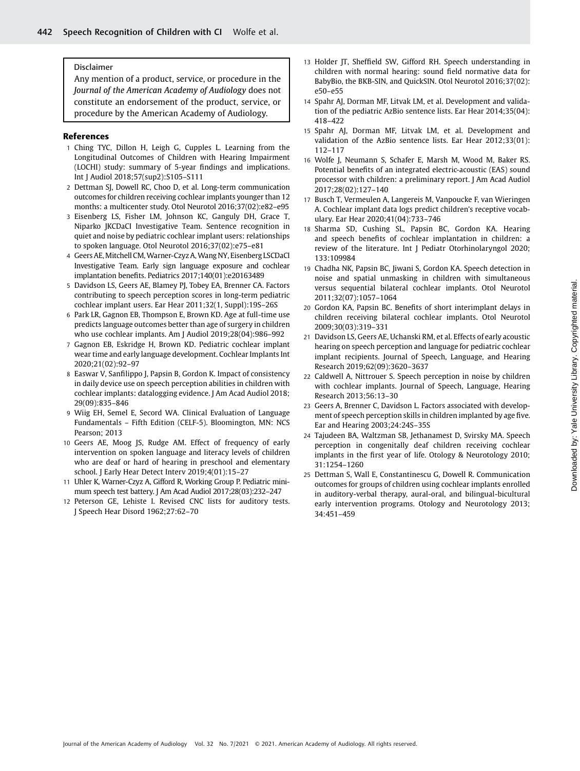Disclaimer

Any mention of a product, service, or procedure in the *Journal of the American Academy of Audiology* does not constitute an endorsement of the product, service, or procedure by the American Academy of Audiology.

## References

1. Ching TYC, Dillon H, Leigh G, Cupples L. Learning from the Longitudinal Outcomes of Children with Hearing Impairment (LOCHI) study: summary of 5-year findings and implications. Int J Audiol 2018;57(sup2):S105–S111
2. Dettman SJ, Dowell RC, Choo D, et al. Long-term communication outcomes for children receiving cochlear implants younger than 12 months: a multicenter study. Otol Neurotol 2016;37(02):e82–e95
3. Eisenberg LS, Fisher LM, Johnson KC, Ganguly DH, Grace T, Niparko JKCDaCI Investigative Team. Sentence recognition in quiet and noise by pediatric cochlear implant users: relationships to spoken language. Otol Neurotol 2016;37(02):e75–e81
4. Geers AE, Mitchell CM, Warner-Czyz A, Wang NY, Eisenberg LSCDaCI Investigative Team. Early sign language exposure and cochlear implantation benefits. Pediatrics 2017;140(01):e20163489
5. Davidson LS, Geers AE, Blamey PJ, Tobey EA, Brenner CA. Factors contributing to speech perception scores in long-term pediatric cochlear implant users. Ear Hear 2011;32(1, Suppl):19S–26S
6. Park LR, Gagnon EB, Thompson E, Brown KD. Age at full-time use predicts language outcomes better than age of surgery in children who use cochlear implants. Am J Audiol 2019;28(04):986–992
7. Gagnon EB, Eskridge H, Brown KD. Pediatric cochlear implant wear time and early language development. Cochlear Implants Int 2020;21(02):92–97
8. Easwar V, Sanfilippo J, Papsin B, Gordon K. Impact of consistency in daily device use on speech perception abilities in children with cochlear implants: datalogging evidence. J Am Acad Audiol 2018; 29(09):835–846
9. Wiig EH, Semel E, Secord WA. Clinical Evaluation of Language Fundamentals – Fifth Edition (CELF-5). Bloomington, MN: NCS Pearson; 2013
10. Geers AE, Moog JS, Rudge AM. Effect of frequency of early intervention on spoken language and literacy levels of children who are deaf or hard of hearing in preschool and elementary school. J Early Hear Detect Interv 2019;4(01):15–27
11. Uhler K, Warner-Czyz A, Gifford R, Working Group P. Pediatric minimum speech test battery. J Am Acad Audiol 2017;28(03):232–247
12. Peterson GE, Lehiste I. Revised CNC lists for auditory tests. J Speech Hear Disord 1962;27:62–70
13. Holder JT, Sheffield SW, Gifford RH. Speech understanding in children with normal hearing: sound field normative data for BabyBio, the BKB-SIN, and QuickSIN. Otol Neurotol 2016;37(02): e50–e55
14. Spahr AJ, Dorman MF, Litvak LM, et al. Development and validation of the pediatric AzBio sentence lists. Ear Hear 2014;35(04): 418–422
15. Spahr AJ, Dorman MF, Litvak LM, et al. Development and validation of the AzBio sentence lists. Ear Hear 2012;33(01): 112–117
16. Wolfe J, Neumann S, Schafer E, Marsh M, Wood M, Baker RS. Potential benefits of an integrated electric-acoustic (EAS) sound processor with children: a preliminary report. J Am Acad Audiol 2017;28(02):127–140
17. Busch T, Vermeulen A, Langereis M, Vanpoucke F, van Wieringen A. Cochlear implant data logs predict children's receptive vocabulary. Ear Hear 2020;41(04):733–746
18. Sharma SD, Cushing SL, Papsin BC, Gordon KA. Hearing and speech benefits of cochlear implantation in children: a review of the literature. Int J Pediatr Otorhinolaryngol 2020; 133:109984
19. Chadha NK, Papsin BC, Jiwani S, Gordon KA. Speech detection in noise and spatial unmasking in children with simultaneous versus sequential bilateral cochlear implants. Otol Neurotol 2011;32(07):1057–1064
20. Gordon KA, Papsin BC. Benefits of short interimplant delays in children receiving bilateral cochlear implants. Otol Neurotol 2009;30(03):319–331
21. Davidson LS, Geers AE, Uchanski RM, et al. Effects of early acoustic hearing on speech perception and language for pediatric cochlear implant recipients. Journal of Speech, Language, and Hearing Research 2019;62(09):3620–3637
22. Caldwell A, Nittrouer S. Speech perception in noise by children with cochlear implants. Journal of Speech, Language, Hearing Research 2013;56:13–30
23. Geers A, Brenner C, Davidson L. Factors associated with development of speech perception skills in children implanted by age five. Ear and Hearing 2003;24:24S–35S
24. Tajudeen BA, Waltzman SB, Jethanamest D, Svirsky MA. Speech perception in congenitally deaf children receiving cochlear implants in the first year of life. Otology & Neurotology 2010; 31:1254–1260
25. Dettman S, Wall E, Constantinescu G, Dowell R. Communication outcomes for groups of children using cochlear implants enrolled in auditory-verbal therapy, aural-oral, and bilingual-bicultural early intervention programs. Otology and Neurotology 2013; 34:451–459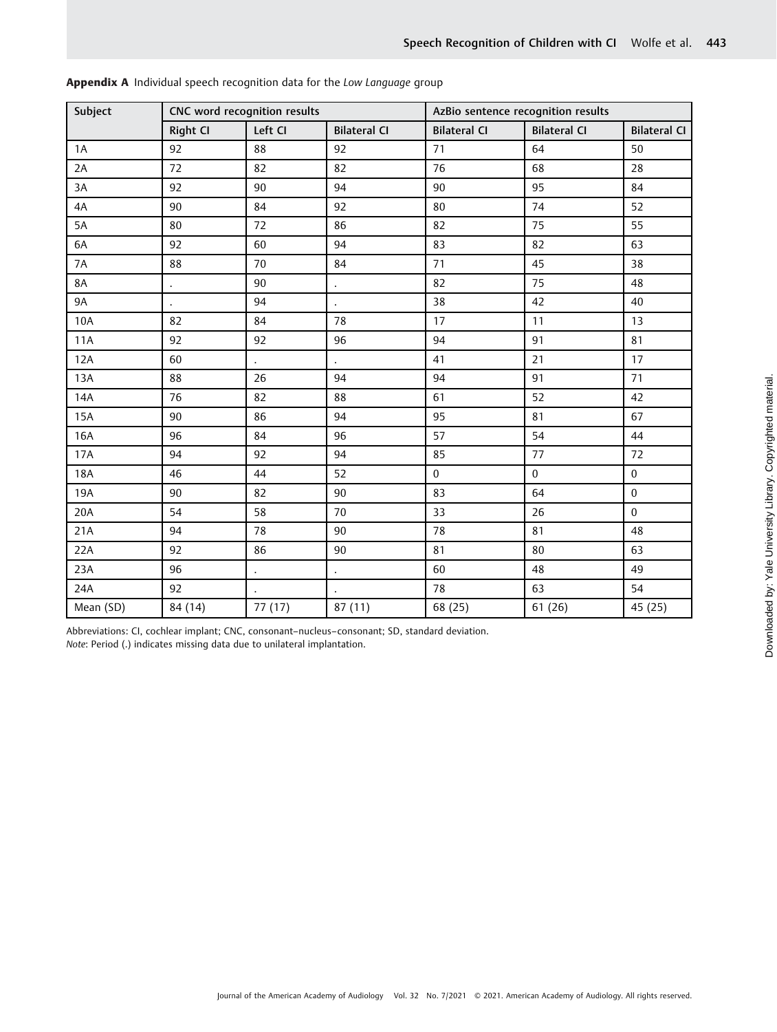**Appendix A** Individual speech recognition data for the *Low Language* group

| Subject | CNC word recognition results | | | AzBio sentence recognition results | | |
|---|---|---|---|---|---|---|
| | Right CI | Left CI | Bilateral CI | Bilateral CI | Bilateral CI | Bilateral CI |
| 1A | 92 | 88 | 92 | 71 | 64 | 50 |
| 2A | 72 | 82 | 82 | 76 | 68 | 28 |
| 3A | 92 | 90 | 94 | 90 | 95 | 84 |
| 4A | 90 | 84 | 92 | 80 | 74 | 52 |
| 5A | 80 | 72 | 86 | 82 | 75 | 55 |
| 6A | 92 | 60 | 94 | 83 | 82 | 63 |
| 7A | 88 | 70 | 84 | 71 | 45 | 38 |
| 8A | . | 90 | . | 82 | 75 | 48 |
| 9A | . | 94 | . | 38 | 42 | 40 |
| 10A | 82 | 84 | 78 | 17 | 11 | 13 |
| 11A | 92 | 92 | 96 | 94 | 91 | 81 |
| 12A | 60 | . | . | 41 | 21 | 17 |
| 13A | 88 | 26 | 94 | 94 | 91 | 71 |
| 14A | 76 | 82 | 88 | 61 | 52 | 42 |
| 15A | 90 | 86 | 94 | 95 | 81 | 67 |
| 16A | 96 | 84 | 96 | 57 | 54 | 44 |
| 17A | 94 | 92 | 94 | 85 | 77 | 72 |
| 18A | 46 | 44 | 52 | 0 | 0 | 0 |
| 19A | 90 | 82 | 90 | 83 | 64 | 0 |
| 20A | 54 | 58 | 70 | 33 | 26 | 0 |
| 21A | 94 | 78 | 90 | 78 | 81 | 48 |
| 22A | 92 | 86 | 90 | 81 | 80 | 63 |
| 23A | 96 | . | . | 60 | 48 | 49 |
| 24A | 92 | . | . | 78 | 63 | 54 |
| Mean (SD) | 84 (14) | 77 (17) | 87 (11) | 68 (25) | 61 (26) | 45 (25) |

Abbreviations: CI, cochlear implant; CNC, consonant–nucleus–consonant; SD, standard deviation.
*Note*: Period (.) indicates missing data due to unilateral implantation.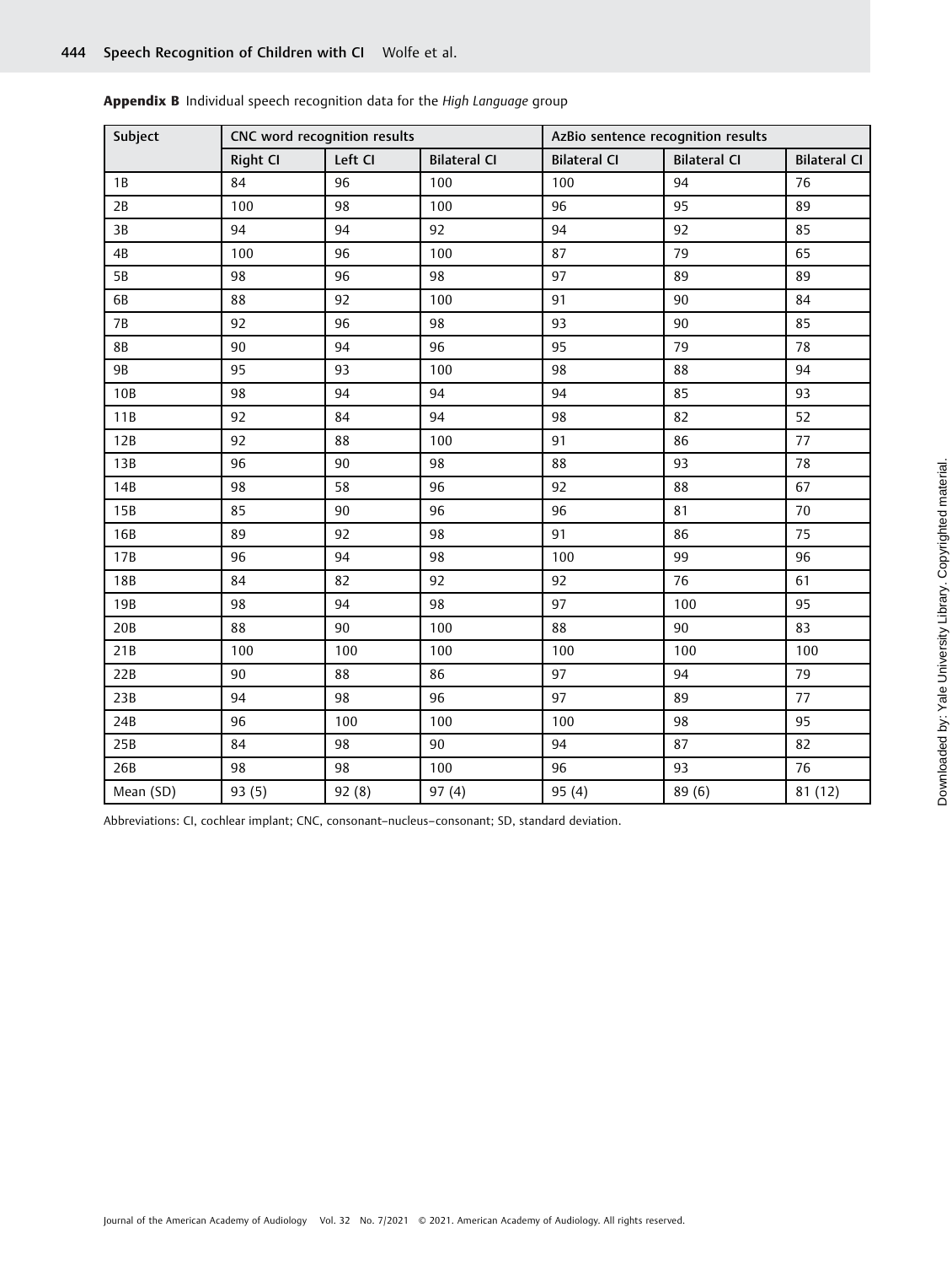**Appendix B** Individual speech recognition data for the *High Language* group

| Subject | CNC word recognition results | | | AzBio sentence recognition results | | |
|---|---|---|---|---|---|---|
| | Right CI | Left CI | Bilateral CI | Bilateral CI | Bilateral CI | Bilateral CI |
| 1B | 84 | 96 | 100 | 100 | 94 | 76 |
| 2B | 100 | 98 | 100 | 96 | 95 | 89 |
| 3B | 94 | 94 | 92 | 94 | 92 | 85 |
| 4B | 100 | 96 | 100 | 87 | 79 | 65 |
| 5B | 98 | 96 | 98 | 97 | 89 | 89 |
| 6B | 88 | 92 | 100 | 91 | 90 | 84 |
| 7B | 92 | 96 | 98 | 93 | 90 | 85 |
| 8B | 90 | 94 | 96 | 95 | 79 | 78 |
| 9B | 95 | 93 | 100 | 98 | 88 | 94 |
| 10B | 98 | 94 | 94 | 94 | 85 | 93 |
| 11B | 92 | 84 | 94 | 98 | 82 | 52 |
| 12B | 92 | 88 | 100 | 91 | 86 | 77 |
| 13B | 96 | 90 | 98 | 88 | 93 | 78 |
| 14B | 98 | 58 | 96 | 92 | 88 | 67 |
| 15B | 85 | 90 | 96 | 96 | 81 | 70 |
| 16B | 89 | 92 | 98 | 91 | 86 | 75 |
| 17B | 96 | 94 | 98 | 100 | 99 | 96 |
| 18B | 84 | 82 | 92 | 92 | 76 | 61 |
| 19B | 98 | 94 | 98 | 97 | 100 | 95 |
| 20B | 88 | 90 | 100 | 88 | 90 | 83 |
| 21B | 100 | 100 | 100 | 100 | 100 | 100 |
| 22B | 90 | 88 | 86 | 97 | 94 | 79 |
| 23B | 94 | 98 | 96 | 97 | 89 | 77 |
| 24B | 96 | 100 | 100 | 100 | 98 | 95 |
| 25B | 84 | 98 | 90 | 94 | 87 | 82 |
| 26B | 98 | 98 | 100 | 96 | 93 | 76 |
| Mean (SD) | 93 (5) | 92 (8) | 97 (4) | 95 (4) | 89 (6) | 81 (12) |

Abbreviations: CI, cochlear implant; CNC, consonant–nucleus–consonant; SD, standard deviation.